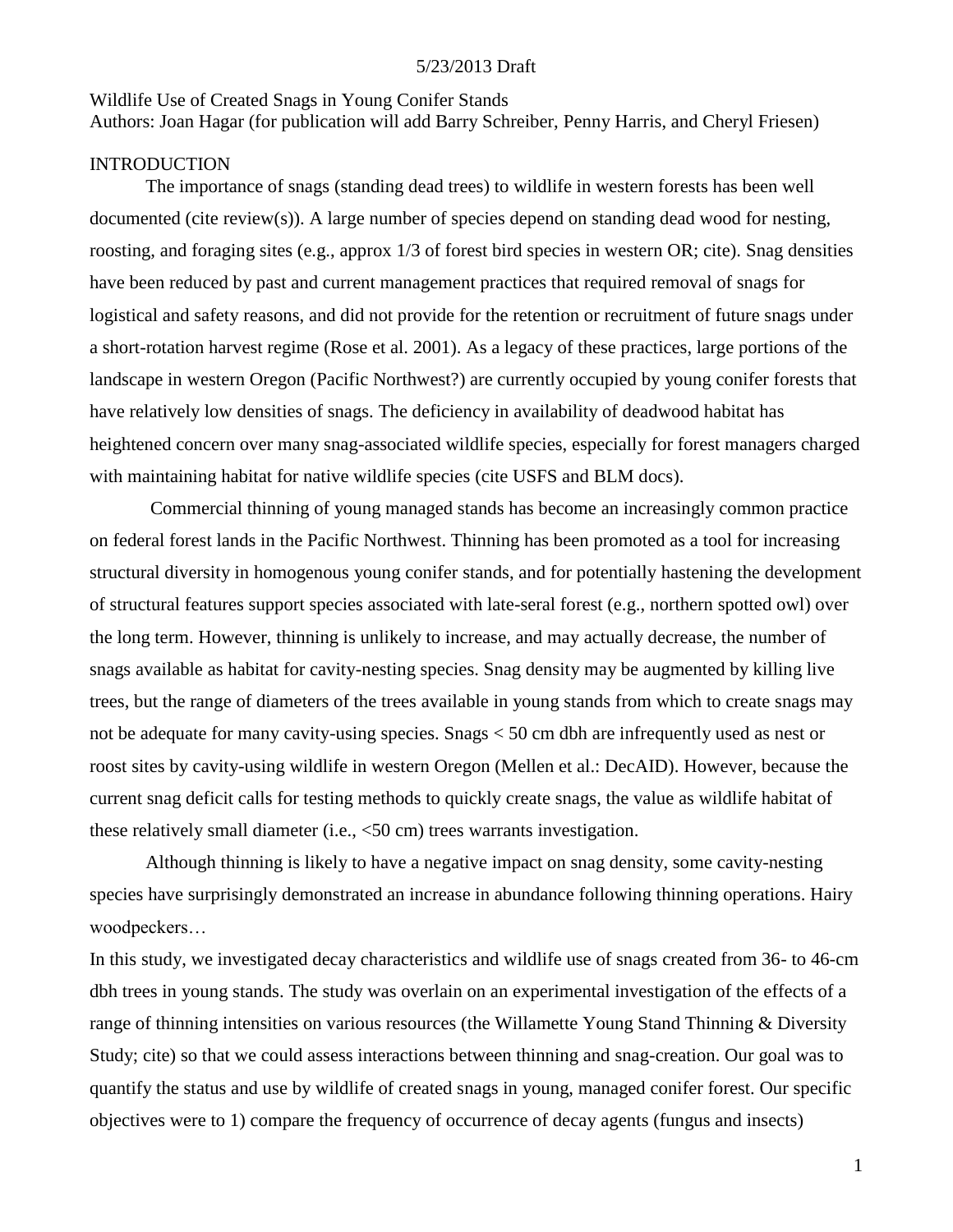5/23/2013 Draft

Wildlife Use of Created Snags in Young Conifer Stands
Authors: Joan Hagar (for publication will add Barry Schreiber, Penny Harris, and Cheryl Friesen)

## INTRODUCTION

The importance of snags (standing dead trees) to wildlife in western forests has been well documented (cite review(s)). A large number of species depend on standing dead wood for nesting, roosting, and foraging sites (e.g., approx 1/3 of forest bird species in western OR; cite). Snag densities have been reduced by past and current management practices that required removal of snags for logistical and safety reasons, and did not provide for the retention or recruitment of future snags under a short-rotation harvest regime (Rose et al. 2001). As a legacy of these practices, large portions of the landscape in western Oregon (Pacific Northwest?) are currently occupied by young conifer forests that have relatively low densities of snags. The deficiency in availability of deadwood habitat has heightened concern over many snag-associated wildlife species, especially for forest managers charged with maintaining habitat for native wildlife species (cite USFS and BLM docs).

Commercial thinning of young managed stands has become an increasingly common practice on federal forest lands in the Pacific Northwest. Thinning has been promoted as a tool for increasing structural diversity in homogenous young conifer stands, and for potentially hastening the development of structural features support species associated with late-seral forest (e.g., northern spotted owl) over the long term. However, thinning is unlikely to increase, and may actually decrease, the number of snags available as habitat for cavity-nesting species. Snag density may be augmented by killing live trees, but the range of diameters of the trees available in young stands from which to create snags may not be adequate for many cavity-using species. Snags < 50 cm dbh are infrequently used as nest or roost sites by cavity-using wildlife in western Oregon (Mellen et al.: DecAID). However, because the current snag deficit calls for testing methods to quickly create snags, the value as wildlife habitat of these relatively small diameter (i.e., <50 cm) trees warrants investigation.

Although thinning is likely to have a negative impact on snag density, some cavity-nesting species have surprisingly demonstrated an increase in abundance following thinning operations. Hairy woodpeckers…

In this study, we investigated decay characteristics and wildlife use of snags created from 36- to 46-cm dbh trees in young stands. The study was overlain on an experimental investigation of the effects of a range of thinning intensities on various resources (the Willamette Young Stand Thinning & Diversity Study; cite) so that we could assess interactions between thinning and snag-creation. Our goal was to quantify the status and use by wildlife of created snags in young, managed conifer forest. Our specific objectives were to 1) compare the frequency of occurrence of decay agents (fungus and insects)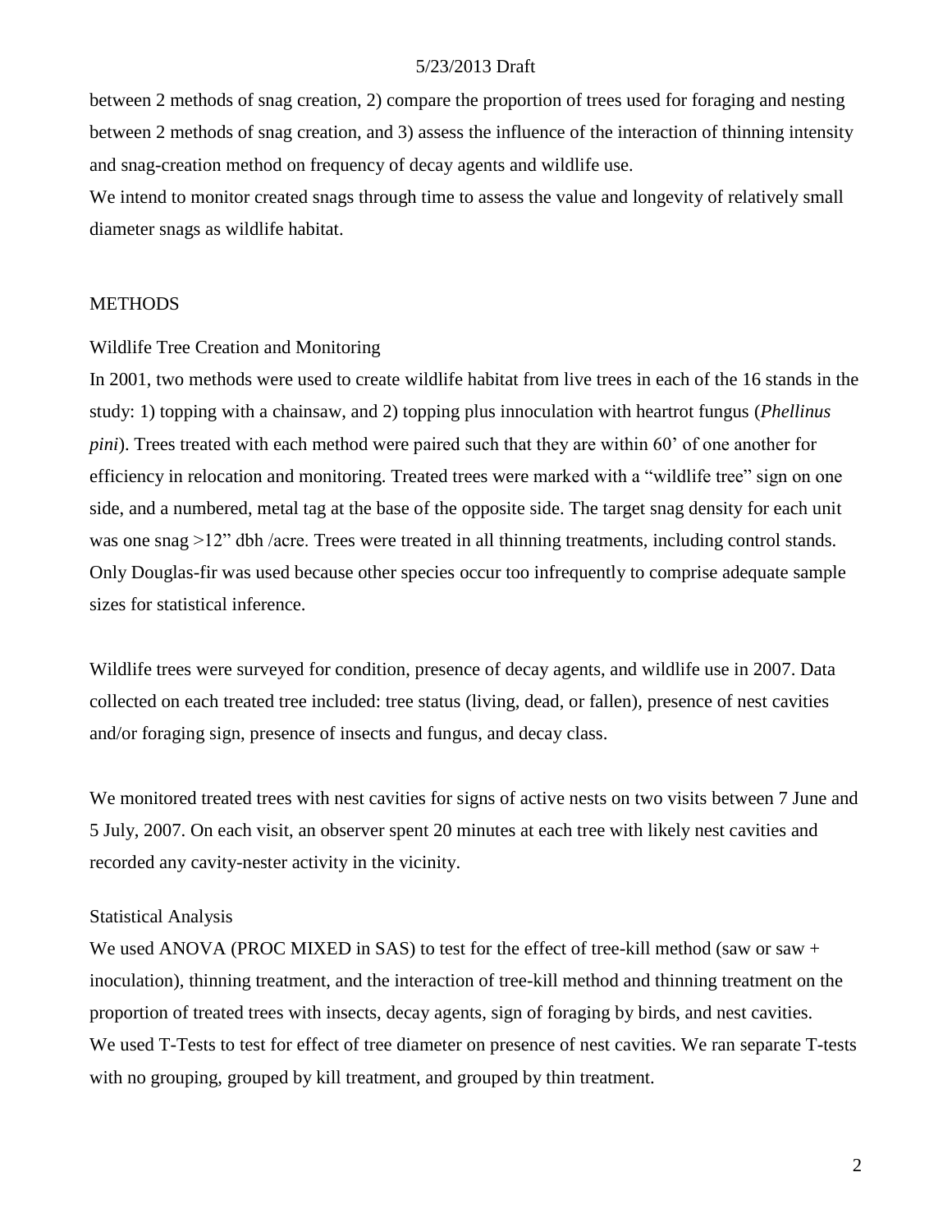between 2 methods of snag creation, 2) compare the proportion of trees used for foraging and nesting between 2 methods of snag creation, and 3) assess the influence of the interaction of thinning intensity and snag-creation method on frequency of decay agents and wildlife use.

We intend to monitor created snags through time to assess the value and longevity of relatively small diameter snags as wildlife habitat.

## METHODS

### Wildlife Tree Creation and Monitoring

In 2001, two methods were used to create wildlife habitat from live trees in each of the 16 stands in the study: 1) topping with a chainsaw, and 2) topping plus innoculation with heartrot fungus (*Phellinus pini*). Trees treated with each method were paired such that they are within 60' of one another for efficiency in relocation and monitoring. Treated trees were marked with a "wildlife tree" sign on one side, and a numbered, metal tag at the base of the opposite side. The target snag density for each unit was one snag >12" dbh /acre. Trees were treated in all thinning treatments, including control stands. Only Douglas-fir was used because other species occur too infrequently to comprise adequate sample sizes for statistical inference.

Wildlife trees were surveyed for condition, presence of decay agents, and wildlife use in 2007. Data collected on each treated tree included: tree status (living, dead, or fallen), presence of nest cavities and/or foraging sign, presence of insects and fungus, and decay class.

We monitored treated trees with nest cavities for signs of active nests on two visits between 7 June and 5 July, 2007. On each visit, an observer spent 20 minutes at each tree with likely nest cavities and recorded any cavity-nester activity in the vicinity.

### Statistical Analysis

We used ANOVA (PROC MIXED in SAS) to test for the effect of tree-kill method (saw or saw + inoculation), thinning treatment, and the interaction of tree-kill method and thinning treatment on the proportion of treated trees with insects, decay agents, sign of foraging by birds, and nest cavities.

We used T-Tests to test for effect of tree diameter on presence of nest cavities. We ran separate T-tests with no grouping, grouped by kill treatment, and grouped by thin treatment.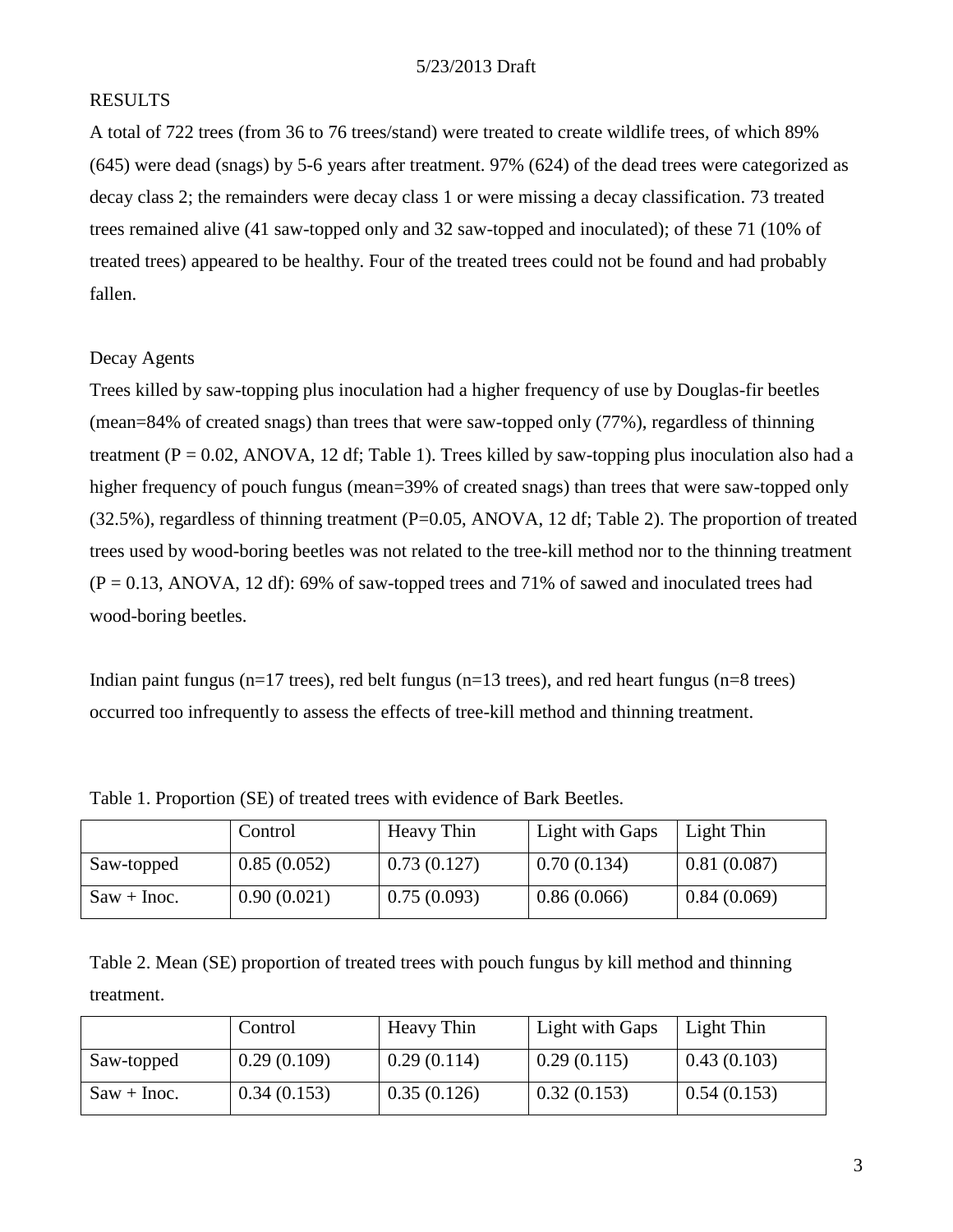## RESULTS

A total of 722 trees (from 36 to 76 trees/stand) were treated to create wildlife trees, of which 89% (645) were dead (snags) by 5-6 years after treatment. 97% (624) of the dead trees were categorized as decay class 2; the remainders were decay class 1 or were missing a decay classification. 73 treated trees remained alive (41 saw-topped only and 32 saw-topped and inoculated); of these 71 (10% of treated trees) appeared to be healthy. Four of the treated trees could not be found and had probably fallen.

### Decay Agents

Trees killed by saw-topping plus inoculation had a higher frequency of use by Douglas-fir beetles (mean=84% of created snags) than trees that were saw-topped only (77%), regardless of thinning treatment ($P = 0.02$, ANOVA, 12 df; Table 1). Trees killed by saw-topping plus inoculation also had a higher frequency of pouch fungus (mean=39% of created snags) than trees that were saw-topped only (32.5%), regardless of thinning treatment ($P=0.05$, ANOVA, 12 df; Table 2). The proportion of treated trees used by wood-boring beetles was not related to the tree-kill method nor to the thinning treatment ($P = 0.13$, ANOVA, 12 df): 69% of saw-topped trees and 71% of sawed and inoculated trees had wood-boring beetles.

Indian paint fungus (n=17 trees), red belt fungus (n=13 trees), and red heart fungus (n=8 trees) occurred too infrequently to assess the effects of tree-kill method and thinning treatment.

Table 1. Proportion (SE) of treated trees with evidence of Bark Beetles.

| | Control | Heavy Thin | Light with Gaps | Light Thin |
|---|---|---|---|---|
| Saw-topped | 0.85 (0.052) | 0.73 (0.127) | 0.70 (0.134) | 0.81 (0.087) |
| Saw + Inoc. | 0.90 (0.021) | 0.75 (0.093) | 0.86 (0.066) | 0.84 (0.069) |

Table 2. Mean (SE) proportion of treated trees with pouch fungus by kill method and thinning treatment.

| | Control | Heavy Thin | Light with Gaps | Light Thin |
|---|---|---|---|---|
| Saw-topped | 0.29 (0.109) | 0.29 (0.114) | 0.29 (0.115) | 0.43 (0.103) |
| Saw + Inoc. | 0.34 (0.153) | 0.35 (0.126) | 0.32 (0.153) | 0.54 (0.153) |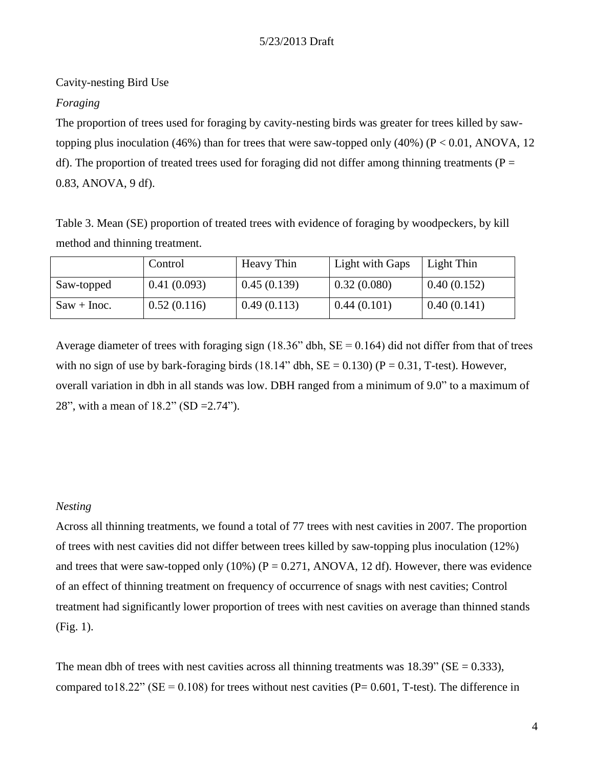Cavity-nesting Bird Use

*Foraging*

The proportion of trees used for foraging by cavity-nesting birds was greater for trees killed by saw-topping plus inoculation (46%) than for trees that were saw-topped only (40%) ($P < 0.01$, ANOVA, 12 df). The proportion of treated trees used for foraging did not differ among thinning treatments ($P = 0.83$, ANOVA, 9 df).

Table 3. Mean (SE) proportion of treated trees with evidence of foraging by woodpeckers, by kill method and thinning treatment.

| | Control | Heavy Thin | Light with Gaps | Light Thin |
|---|---|---|---|---|
| Saw-topped | 0.41 (0.093) | 0.45 (0.139) | 0.32 (0.080) | 0.40 (0.152) |
| Saw + Inoc. | 0.52 (0.116) | 0.49 (0.113) | 0.44 (0.101) | 0.40 (0.141) |

Average diameter of trees with foraging sign (18.36" dbh, SE = 0.164) did not differ from that of trees with no sign of use by bark-foraging birds (18.14" dbh, SE = 0.130) ($P = 0.31$, T-test). However, overall variation in dbh in all stands was low. DBH ranged from a minimum of 9.0" to a maximum of 28", with a mean of 18.2" (SD =2.74").

*Nesting*

Across all thinning treatments, we found a total of 77 trees with nest cavities in 2007. The proportion of trees with nest cavities did not differ between trees killed by saw-topping plus inoculation (12%) and trees that were saw-topped only (10%) ($P = 0.271$, ANOVA, 12 df). However, there was evidence of an effect of thinning treatment on frequency of occurrence of snags with nest cavities; Control treatment had significantly lower proportion of trees with nest cavities on average than thinned stands (Fig. 1).

The mean dbh of trees with nest cavities across all thinning treatments was 18.39" (SE = 0.333), compared to18.22" (SE = 0.108) for trees without nest cavities ($P= 0.601$, T-test). The difference in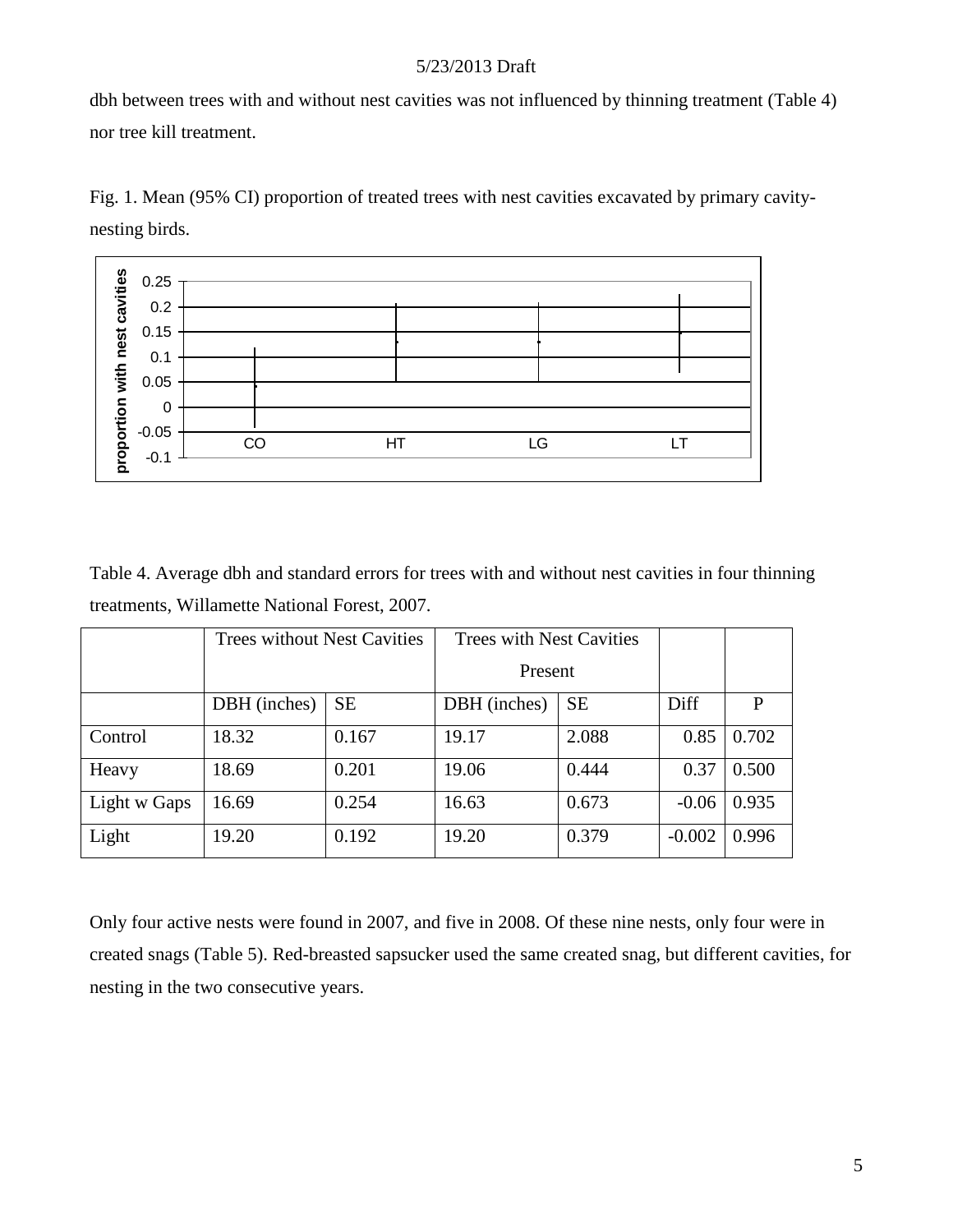dbh between trees with and without nest cavities was not influenced by thinning treatment (Table 4) nor tree kill treatment.

Fig. 1. Mean (95% CI) proportion of treated trees with nest cavities excavated by primary cavity-nesting birds.

Table 4. Average dbh and standard errors for trees with and without nest cavities in four thinning treatments, Willamette National Forest, 2007.

| | Trees without Nest Cavities | | Trees with Nest Cavities Present | | | |
|---|---|---|---|---|---|---|
| | DBH (inches) | SE | DBH (inches) | SE | Diff | P |
| Control | 18.32 | 0.167 | 19.17 | 2.088 | 0.85 | 0.702 |
| Heavy | 18.69 | 0.201 | 19.06 | 0.444 | 0.37 | 0.500 |
| Light w Gaps | 16.69 | 0.254 | 16.63 | 0.673 | -0.06 | 0.935 |
| Light | 19.20 | 0.192 | 19.20 | 0.379 | -0.002 | 0.996 |

Only four active nests were found in 2007, and five in 2008. Of these nine nests, only four were in created snags (Table 5). Red-breasted sapsucker used the same created snag, but different cavities, for nesting in the two consecutive years.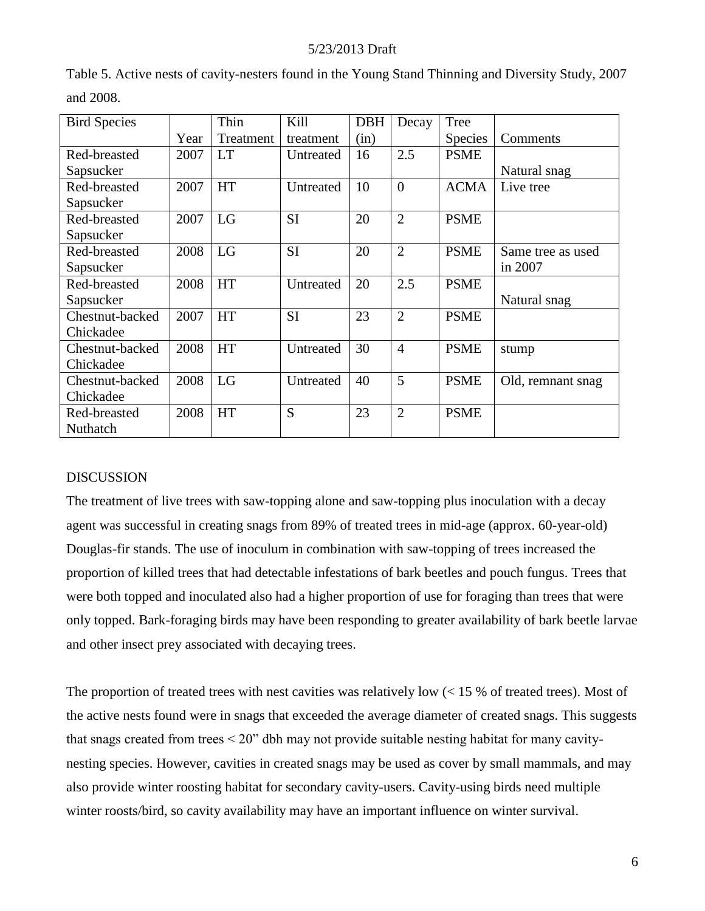Table 5. Active nests of cavity-nesters found in the Young Stand Thinning and Diversity Study, 2007 and 2008.

| Bird Species | Year | Thin Treatment | Kill treatment | DBH (in) | Decay | Tree Species | Comments |
|---|---|---|---|---|---|---|---|
| Red-breasted Sapsucker | 2007 | LT | Untreated | 16 | 2.5 | PSME | Natural snag |
| Red-breasted Sapsucker | 2007 | HT | Untreated | 10 | 0 | ACMA | Live tree |
| Red-breasted Sapsucker | 2007 | LG | SI | 20 | 2 | PSME | |
| Red-breasted Sapsucker | 2008 | LG | SI | 20 | 2 | PSME | Same tree as used in 2007 |
| Red-breasted Sapsucker | 2008 | HT | Untreated | 20 | 2.5 | PSME | Natural snag |
| Chestnut-backed Chickadee | 2007 | HT | SI | 23 | 2 | PSME | |
| Chestnut-backed Chickadee | 2008 | HT | Untreated | 30 | 4 | PSME | stump |
| Chestnut-backed Chickadee | 2008 | LG | Untreated | 40 | 5 | PSME | Old, remnant snag |
| Red-breasted Nuthatch | 2008 | HT | S | 23 | 2 | PSME | |

## DISCUSSION

The treatment of live trees with saw-topping alone and saw-topping plus inoculation with a decay agent was successful in creating snags from 89% of treated trees in mid-age (approx. 60-year-old) Douglas-fir stands. The use of inoculum in combination with saw-topping of trees increased the proportion of killed trees that had detectable infestations of bark beetles and pouch fungus. Trees that were both topped and inoculated also had a higher proportion of use for foraging than trees that were only topped. Bark-foraging birds may have been responding to greater availability of bark beetle larvae and other insect prey associated with decaying trees.

The proportion of treated trees with nest cavities was relatively low (< 15 % of treated trees). Most of the active nests found were in snags that exceeded the average diameter of created snags. This suggests that snags created from trees < 20" dbh may not provide suitable nesting habitat for many cavity-nesting species. However, cavities in created snags may be used as cover by small mammals, and may also provide winter roosting habitat for secondary cavity-users. Cavity-using birds need multiple winter roosts/bird, so cavity availability may have an important influence on winter survival.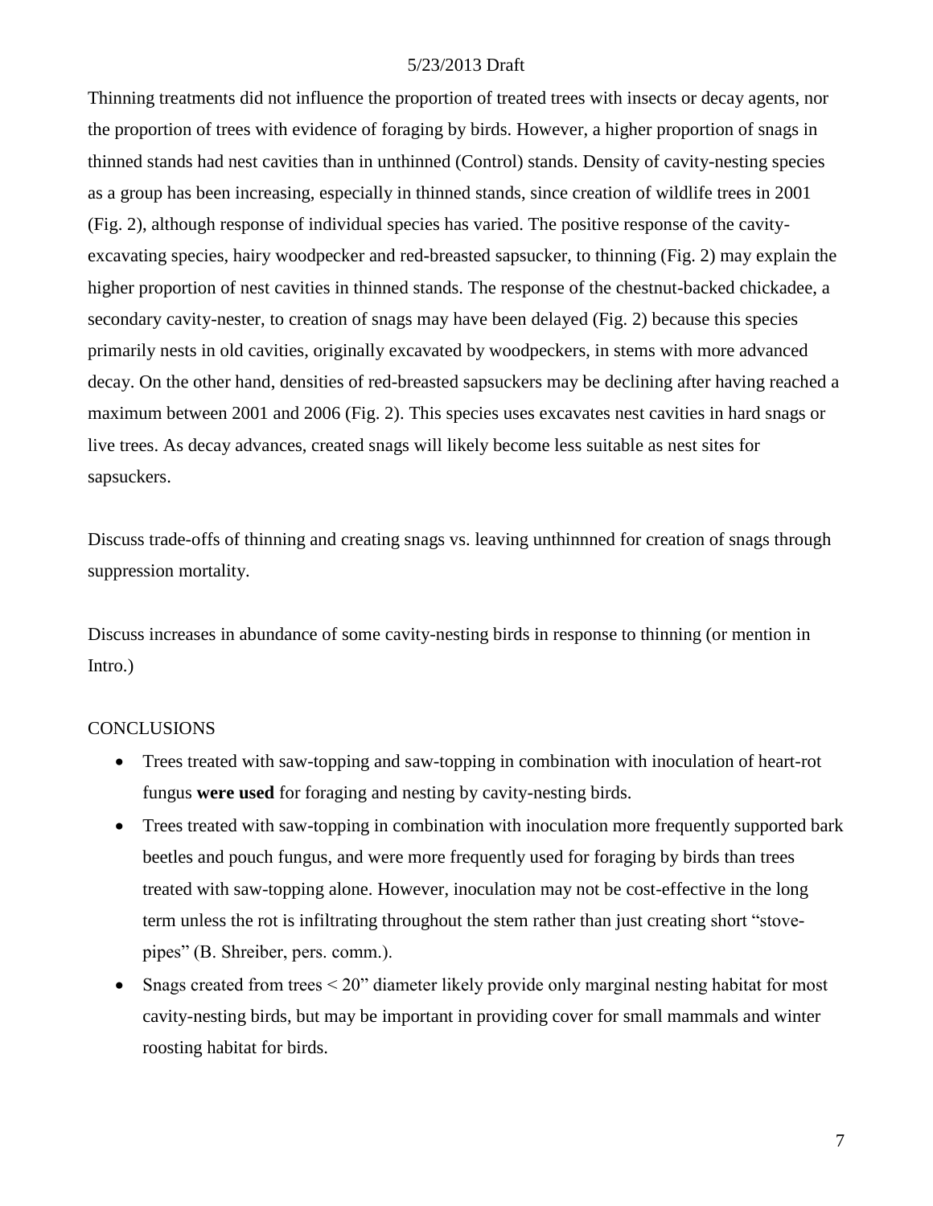Thinning treatments did not influence the proportion of treated trees with insects or decay agents, nor the proportion of trees with evidence of foraging by birds. However, a higher proportion of snags in thinned stands had nest cavities than in unthinned (Control) stands. Density of cavity-nesting species as a group has been increasing, especially in thinned stands, since creation of wildlife trees in 2001 (Fig. 2), although response of individual species has varied. The positive response of the cavity-excavating species, hairy woodpecker and red-breasted sapsucker, to thinning (Fig. 2) may explain the higher proportion of nest cavities in thinned stands. The response of the chestnut-backed chickadee, a secondary cavity-nester, to creation of snags may have been delayed (Fig. 2) because this species primarily nests in old cavities, originally excavated by woodpeckers, in stems with more advanced decay. On the other hand, densities of red-breasted sapsuckers may be declining after having reached a maximum between 2001 and 2006 (Fig. 2). This species uses excavates nest cavities in hard snags or live trees. As decay advances, created snags will likely become less suitable as nest sites for sapsuckers.

Discuss trade-offs of thinning and creating snags vs. leaving unthinnned for creation of snags through suppression mortality.

Discuss increases in abundance of some cavity-nesting birds in response to thinning (or mention in Intro.)

## CONCLUSIONS

- Trees treated with saw-topping and saw-topping in combination with inoculation of heart-rot fungus **were used** for foraging and nesting by cavity-nesting birds.
- Trees treated with saw-topping in combination with inoculation more frequently supported bark beetles and pouch fungus, and were more frequently used for foraging by birds than trees treated with saw-topping alone. However, inoculation may not be cost-effective in the long term unless the rot is infiltrating throughout the stem rather than just creating short "stove-pipes" (B. Shreiber, pers. comm.).
- Snags created from trees < 20" diameter likely provide only marginal nesting habitat for most cavity-nesting birds, but may be important in providing cover for small mammals and winter roosting habitat for birds.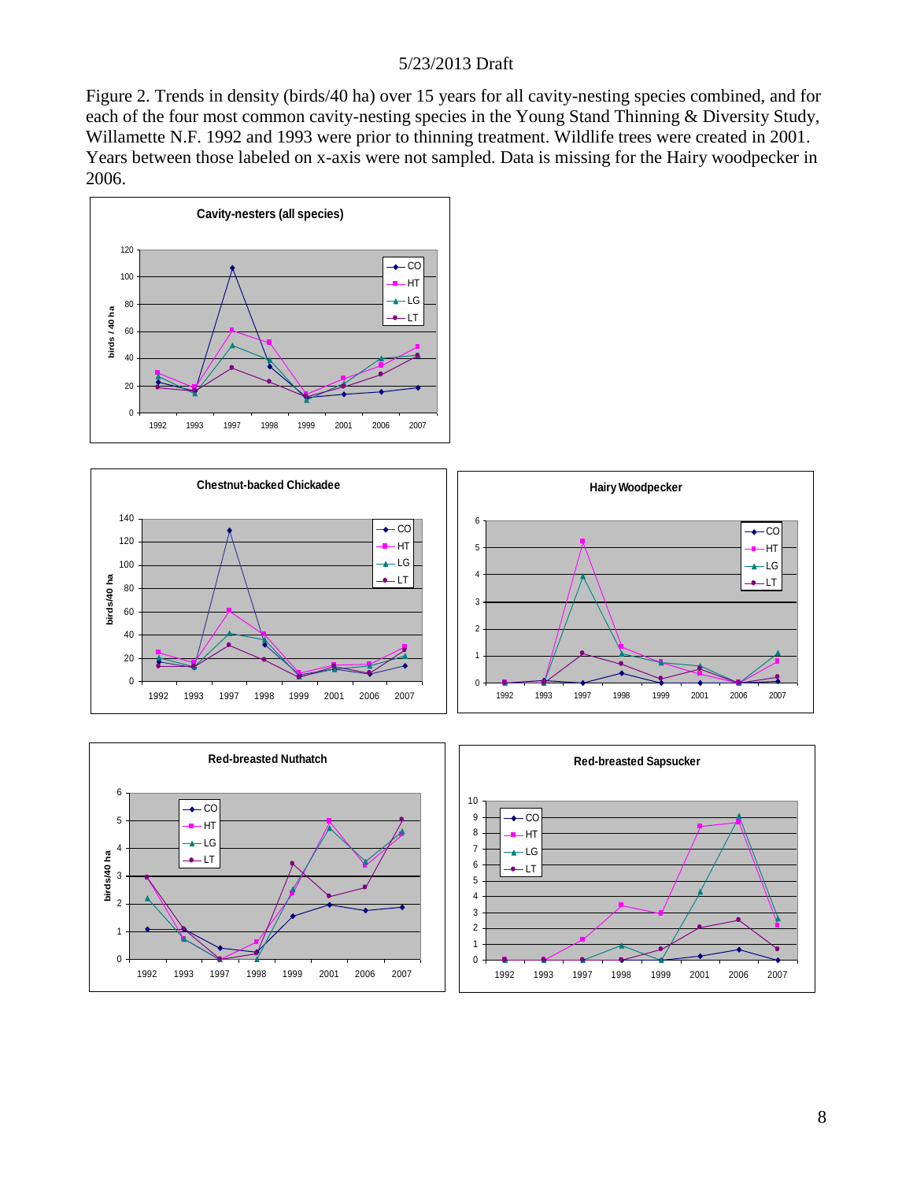Figure 2. Trends in density (birds/40 ha) over 15 years for all cavity-nesting species combined, and for each of the four most common cavity-nesting species in the Young Stand Thinning & Diversity Study, Willamette N.F. 1992 and 1993 were prior to thinning treatment. Wildlife trees were created in 2001. Years between those labeled on x-axis were not sampled. Data is missing for the Hairy woodpecker in 2006.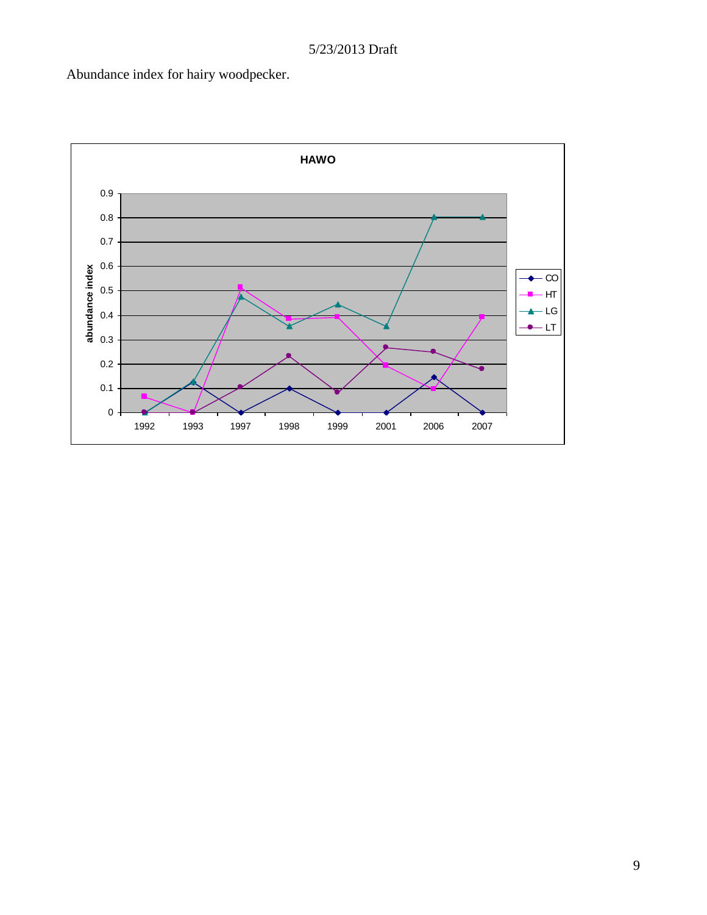Abundance index for hairy woodpecker.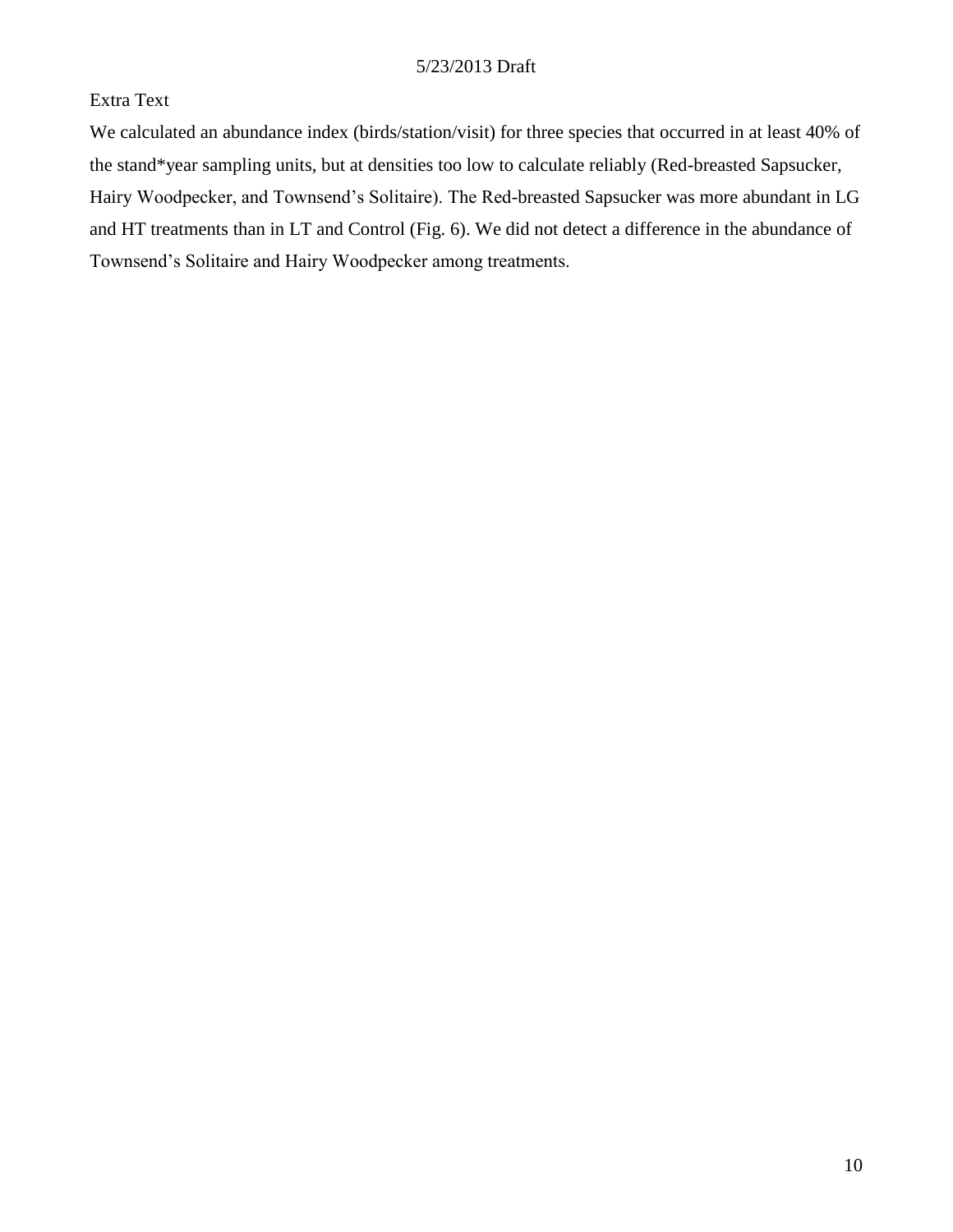Extra Text

We calculated an abundance index (birds/station/visit) for three species that occurred in at least 40% of the stand*year sampling units, but at densities too low to calculate reliably (Red-breasted Sapsucker, Hairy Woodpecker, and Townsend's Solitaire). The Red-breasted Sapsucker was more abundant in LG and HT treatments than in LT and Control (Fig. 6). We did not detect a difference in the abundance of Townsend's Solitaire and Hairy Woodpecker among treatments.